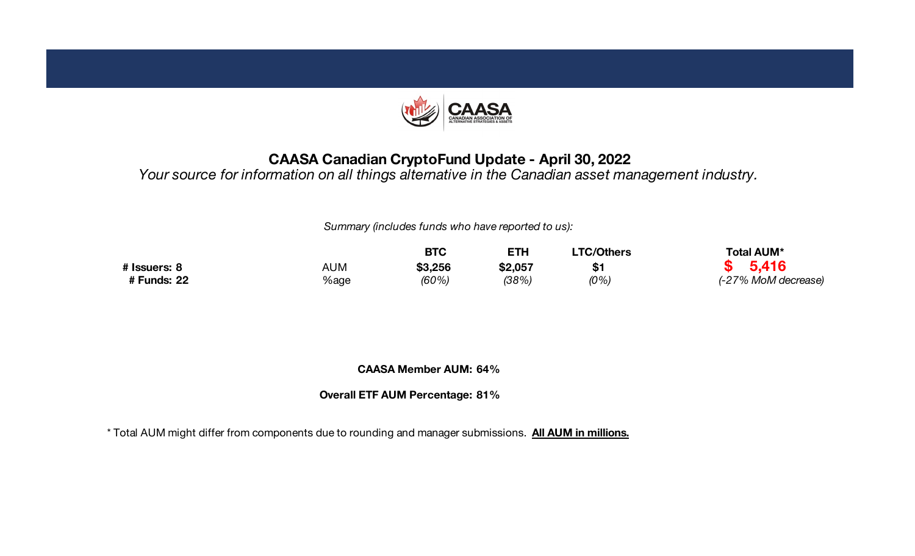# CAASA Canadian CryptoFund Update - April 30, 2022

*Your source for information on all things alternative in the Canadian asset management industry.*

*Summary (includes funds who have reported to us):*

| | | BTC | ETH | LTC/Others | Total AUM* |
|---|---|---|---|---|---|
| **# Issuers: 8** | AUM | **$3,256** | **$2,057** | **$1** | **$ 5,416** |
| **# Funds: 22** | %age | *(60%)* | *(38%)* | *(0%)* | *(-27% MoM decrease)* |

**CAASA Member AUM: 64%**

**Overall ETF AUM Percentage: 81%**

* Total AUM might differ from components due to rounding and manager submissions. **All AUM in millions.**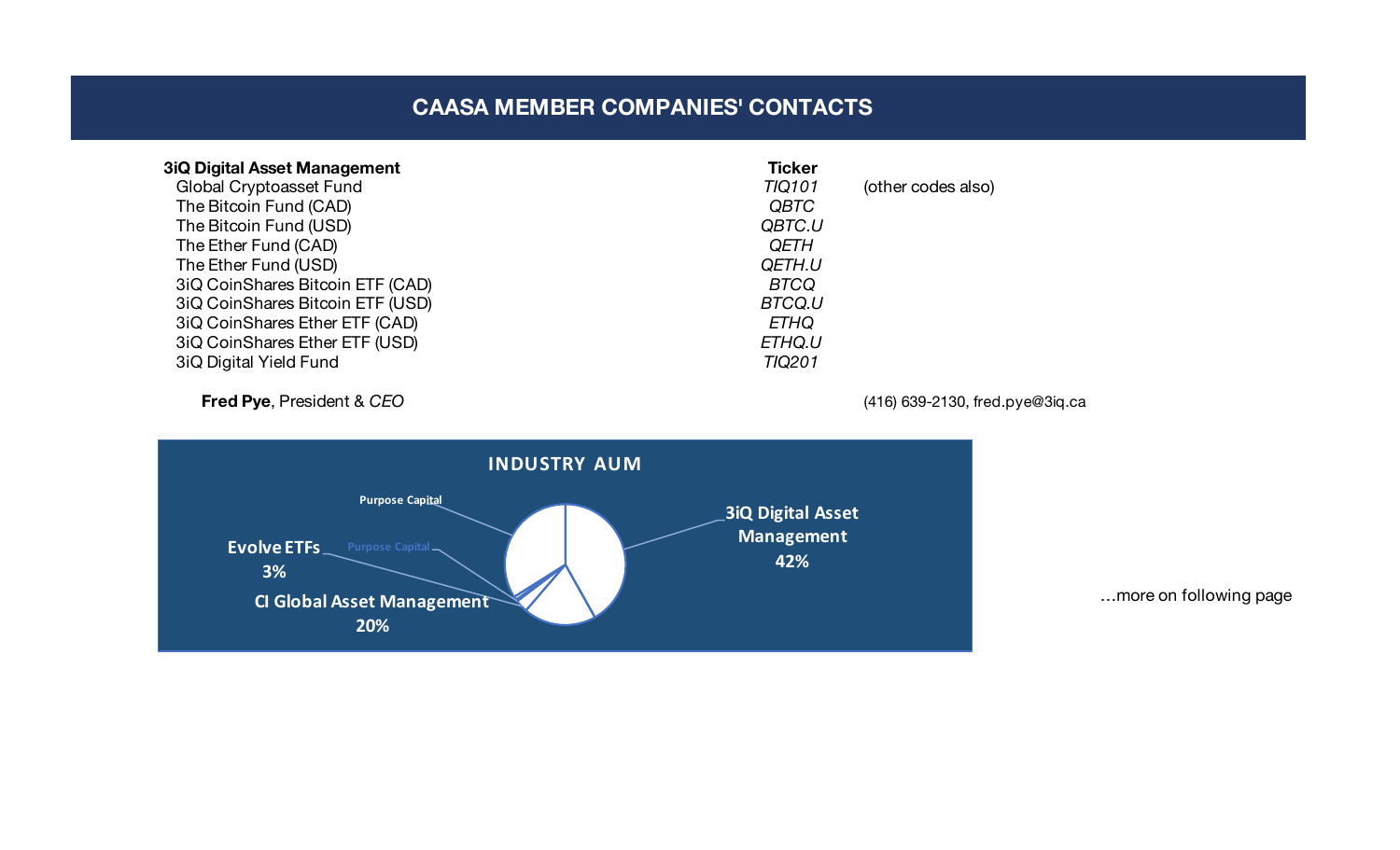## CAASA MEMBER COMPANIES' CONTACTS

| **3iQ Digital Asset Management** | **Ticker** | |
|---|---|---|
| Global Cryptoasset Fund | *TIQ101* | (other codes also) |
| The Bitcoin Fund (CAD) | *QBTC* | |
| The Bitcoin Fund (USD) | *QBTC.U* | |
| The Ether Fund (CAD) | *QETH* | |
| The Ether Fund (USD) | *QETH.U* | |
| 3iQ CoinShares Bitcoin ETF (CAD) | *BTCQ* | |
| 3iQ CoinShares Bitcoin ETF (USD) | *BTCQ.U* | |
| 3iQ CoinShares Ether ETF (CAD) | *ETHQ* | |
| 3iQ CoinShares Ether ETF (USD) | *ETHQ.U* | |
| 3iQ Digital Yield Fund | *TIQ201* | |

**Fred Pye**, President & *CEO* — (416) 639-2130, fred.pye@3iq.ca

**INDUSTRY AUM**

- 3iQ Digital Asset Management 42%
- CI Global Asset Management 20%
- Evolve ETFs 3%
- Purpose Capital
- Purpose Capital

…more on following page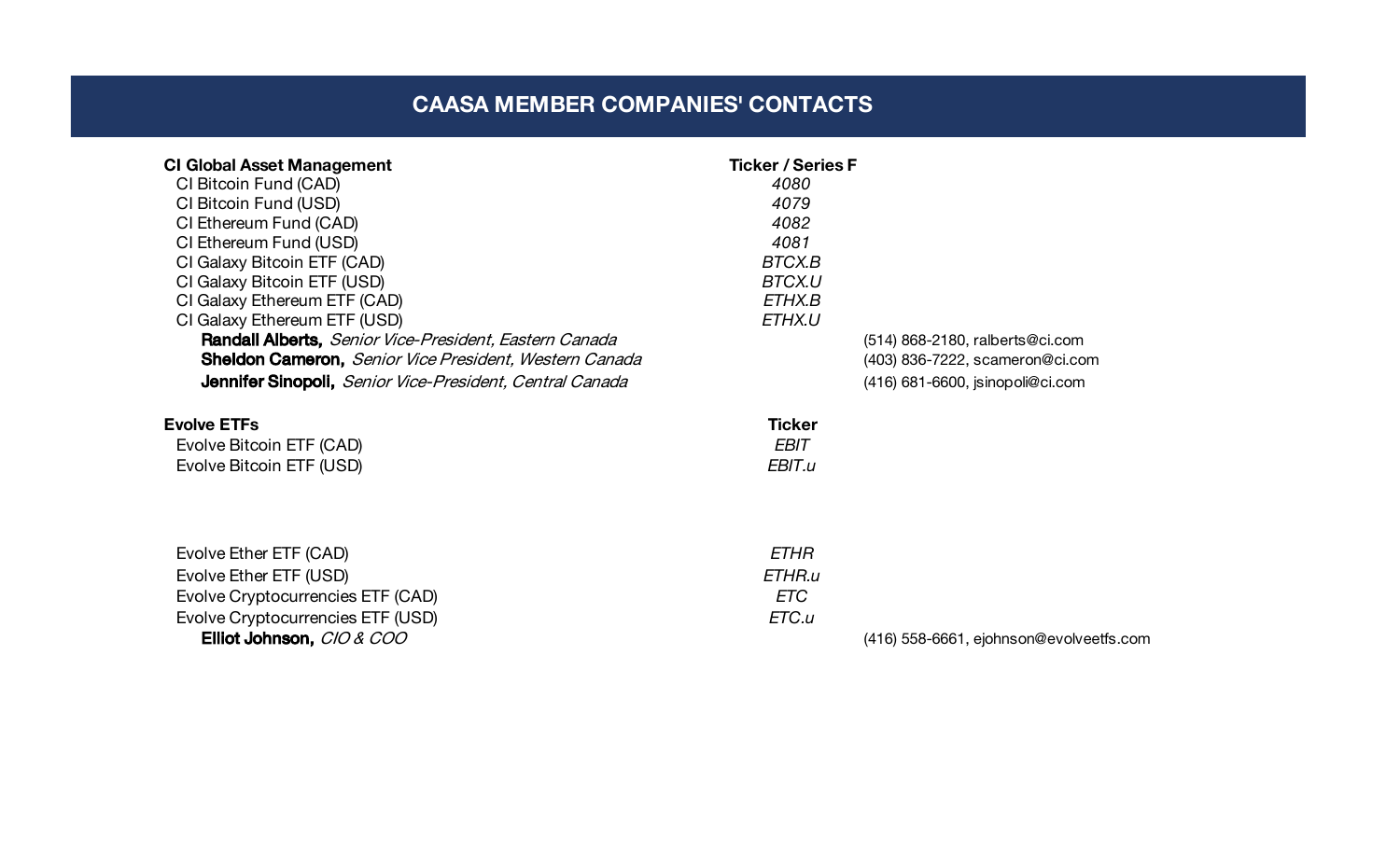# CAASA MEMBER COMPANIES' CONTACTS

| **CI Global Asset Management** | **Ticker / Series F** | |
|---|---|---|
| CI Bitcoin Fund (CAD) | *4080* | |
| CI Bitcoin Fund (USD) | *4079* | |
| CI Ethereum Fund (CAD) | *4082* | |
| CI Ethereum Fund (USD) | *4081* | |
| CI Galaxy Bitcoin ETF (CAD) | *BTCX.B* | |
| CI Galaxy Bitcoin ETF (USD) | *BTCX.U* | |
| CI Galaxy Ethereum ETF (CAD) | *ETHX.B* | |
| CI Galaxy Ethereum ETF (USD) | *ETHX.U* | |
| **Randall Alberts,** *Senior Vice-President, Eastern Canada* | | (514) 868-2180, ralberts@ci.com |
| **Sheldon Cameron,** *Senior Vice President, Western Canada* | | (403) 836-7222, scameron@ci.com |
| **Jennifer Sinopoli,** *Senior Vice-President, Central Canada* | | (416) 681-6600, jsinopoli@ci.com |

| **Evolve ETFs** | **Ticker** | |
|---|---|---|
| Evolve Bitcoin ETF (CAD) | *EBIT* | |
| Evolve Bitcoin ETF (USD) | *EBIT.u* | |
| Evolve Ether ETF (CAD) | *ETHR* | |
| Evolve Ether ETF (USD) | *ETHR.u* | |
| Evolve Cryptocurrencies ETF (CAD) | *ETC* | |
| Evolve Cryptocurrencies ETF (USD) | *ETC.u* | |
| **Elliot Johnson,** *CIO & COO* | | (416) 558-6661, ejohnson@evolveetfs.com |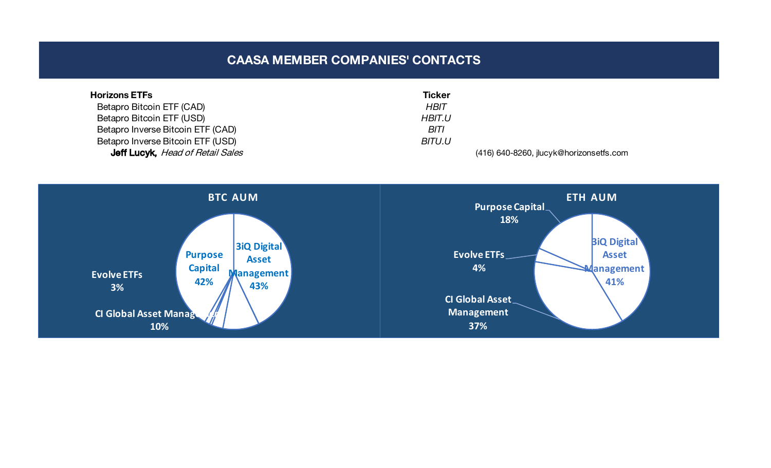# CAASA MEMBER COMPANIES' CONTACTS

| **Horizons ETFs** | **Ticker** |
|---|---|
| Betapro Bitcoin ETF (CAD) | *HBIT* |
| Betapro Bitcoin ETF (USD) | *HBIT.U* |
| Betapro Inverse Bitcoin ETF (CAD) | *BITI* |
| Betapro Inverse Bitcoin ETF (USD) | *BITU.U* |

**Jeff Lucyk,** *Head of Retail Sales* — (416) 640-8260, jlucyk@horizonsetfs.com

**BTC AUM**

- 3iQ Digital Asset Management: 43%
- Purpose Capital: 42%
- CI Global Asset Management: 10%
- Evolve ETFs: 3%

**ETH AUM**

- 3iQ Digital Asset Management: 41%
- CI Global Asset Management: 37%
- Purpose Capital: 18%
- Evolve ETFs: 4%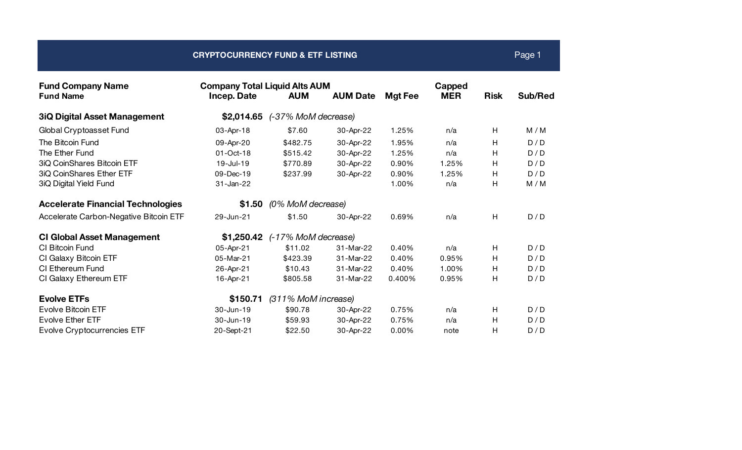# CRYPTOCURRENCY FUND & ETF LISTING

| Fund Company Name<br>Fund Name | Company Total Liquid Alts AUM<br>Incep. Date | <br>AUM | <br>AUM Date | <br>Mgt Fee | Capped<br>MER | <br>Risk | <br>Sub/Red |
|---|---|---|---|---|---|---|---|
| **3iQ Digital Asset Management** | **$2,014.65** | *(-37% MoM decrease)* | | | | | |
| Global Cryptoasset Fund | 03-Apr-18 | $7.60 | 30-Apr-22 | 1.25% | n/a | H | M / M |
| The Bitcoin Fund | 09-Apr-20 | $482.75 | 30-Apr-22 | 1.95% | n/a | H | D / D |
| The Ether Fund | 01-Oct-18 | $515.42 | 30-Apr-22 | 1.25% | n/a | H | D / D |
| 3iQ CoinShares Bitcoin ETF | 19-Jul-19 | $770.89 | 30-Apr-22 | 0.90% | 1.25% | H | D / D |
| 3iQ CoinShares Ether ETF | 09-Dec-19 | $237.99 | 30-Apr-22 | 0.90% | 1.25% | H | D / D |
| 3iQ Digital Yield Fund | 31-Jan-22 | | | 1.00% | n/a | H | M / M |
| **Accelerate Financial Technologies** | **$1.50** | *(0% MoM decrease)* | | | | | |
| Accelerate Carbon-Negative Bitcoin ETF | 29-Jun-21 | $1.50 | 30-Apr-22 | 0.69% | n/a | H | D / D |
| **CI Global Asset Management** | **$1,250.42** | *(-17% MoM decrease)* | | | | | |
| CI Bitcoin Fund | 05-Apr-21 | $11.02 | 31-Mar-22 | 0.40% | n/a | H | D / D |
| CI Galaxy Bitcoin ETF | 05-Mar-21 | $423.39 | 31-Mar-22 | 0.40% | 0.95% | H | D / D |
| CI Ethereum Fund | 26-Apr-21 | $10.43 | 31-Mar-22 | 0.40% | 1.00% | H | D / D |
| CI Galaxy Ethereum ETF | 16-Apr-21 | $805.58 | 31-Mar-22 | 0.400% | 0.95% | H | D / D |
| **Evolve ETFs** | **$150.71** | *(311% MoM increase)* | | | | | |
| Evolve Bitcoin ETF | 30-Jun-19 | $90.78 | 30-Apr-22 | 0.75% | n/a | H | D / D |
| Evolve Ether ETF | 30-Jun-19 | $59.93 | 30-Apr-22 | 0.75% | n/a | H | D / D |
| Evolve Cryptocurrencies ETF | 20-Sept-21 | $22.50 | 30-Apr-22 | 0.00% | note | H | D / D |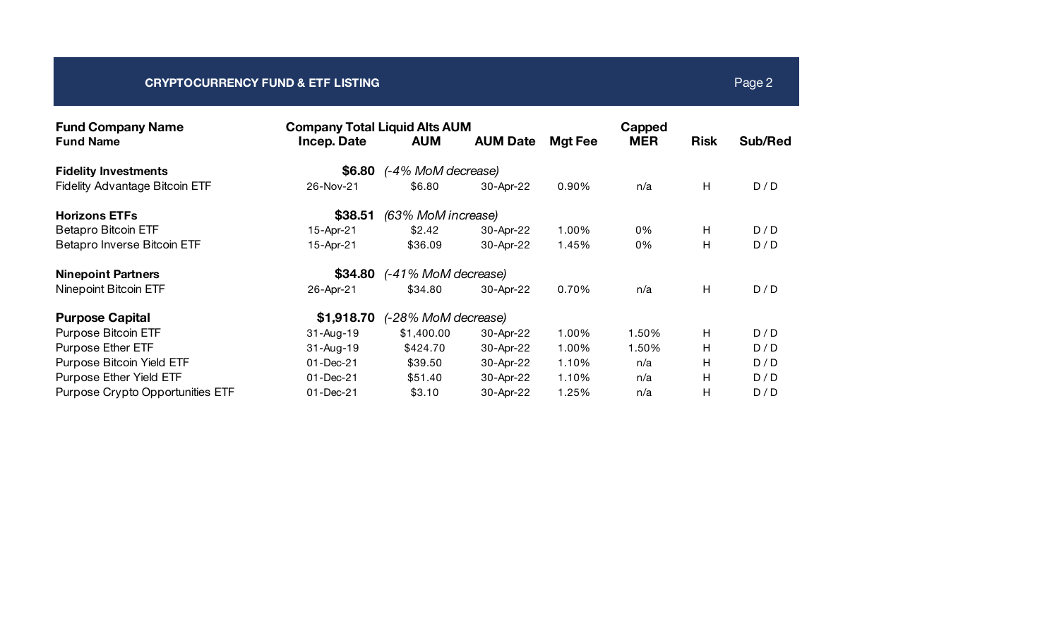## CRYPTOCURRENCY FUND & ETF LISTING

| Fund Company Name / Fund Name | Company Total Liquid Alts AUM / Incep. Date | AUM | AUM Date | Mgt Fee | Capped MER | Risk | Sub/Red |
|---|---|---|---|---|---|---|---|
| **Fidelity Investments** | **$6.80** | *(-4% MoM decrease)* | | | | | |
| Fidelity Advantage Bitcoin ETF | 26-Nov-21 | $6.80 | 30-Apr-22 | 0.90% | n/a | H | D / D |
| **Horizons ETFs** | **$38.51** | *(63% MoM increase)* | | | | | |
| Betapro Bitcoin ETF | 15-Apr-21 | $2.42 | 30-Apr-22 | 1.00% | 0% | H | D / D |
| Betapro Inverse Bitcoin ETF | 15-Apr-21 | $36.09 | 30-Apr-22 | 1.45% | 0% | H | D / D |
| **Ninepoint Partners** | **$34.80** | *(-41% MoM decrease)* | | | | | |
| Ninepoint Bitcoin ETF | 26-Apr-21 | $34.80 | 30-Apr-22 | 0.70% | n/a | H | D / D |
| **Purpose Capital** | **$1,918.70** | *(-28% MoM decrease)* | | | | | |
| Purpose Bitcoin ETF | 31-Aug-19 | $1,400.00 | 30-Apr-22 | 1.00% | 1.50% | H | D / D |
| Purpose Ether ETF | 31-Aug-19 | $424.70 | 30-Apr-22 | 1.00% | 1.50% | H | D / D |
| Purpose Bitcoin Yield ETF | 01-Dec-21 | $39.50 | 30-Apr-22 | 1.10% | n/a | H | D / D |
| Purpose Ether Yield ETF | 01-Dec-21 | $51.40 | 30-Apr-22 | 1.10% | n/a | H | D / D |
| Purpose Crypto Opportunities ETF | 01-Dec-21 | $3.10 | 30-Apr-22 | 1.25% | n/a | H | D / D |